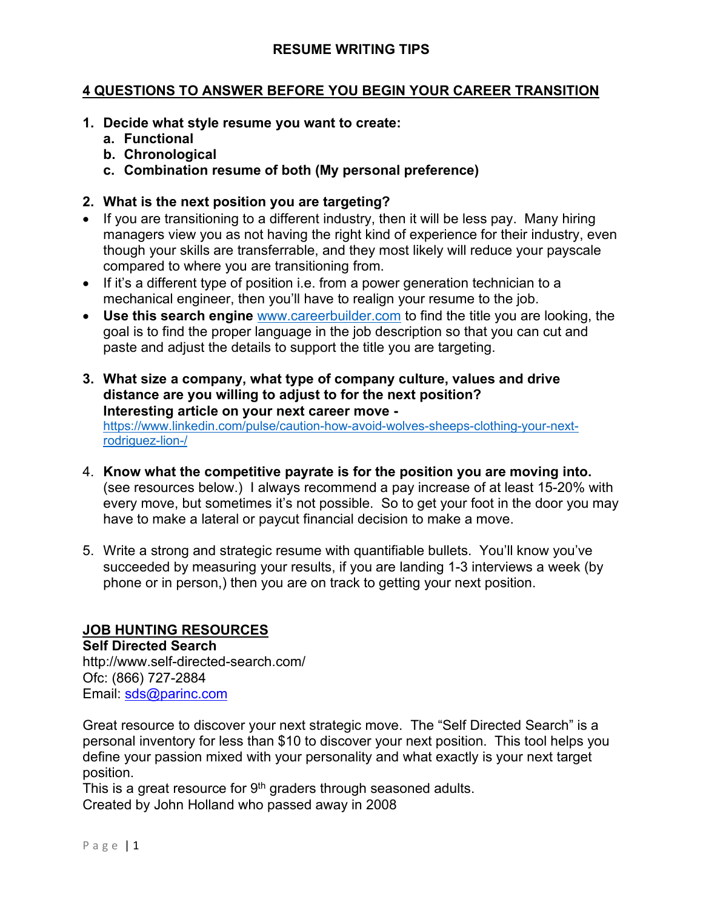# RESUME WRITING TIPS

## 4 QUESTIONS TO ANSWER BEFORE YOU BEGIN YOUR CAREER TRANSITION

1. **Decide what style resume you want to create:**
   a. **Functional**
   b. **Chronological**
   c. **Combination resume of both (My personal preference)**

2. **What is the next position you are targeting?**

- If you are transitioning to a different industry, then it will be less pay. Many hiring managers view you as not having the right kind of experience for their industry, even though your skills are transferrable, and they most likely will reduce your payscale compared to where you are transitioning from.
- If it's a different type of position i.e. from a power generation technician to a mechanical engineer, then you'll have to realign your resume to the job.
- **Use this search engine** www.careerbuilder.com to find the title you are looking, the goal is to find the proper language in the job description so that you can cut and paste and adjust the details to support the title you are targeting.

3. **What size a company, what type of company culture, values and drive distance are you willing to adjust to for the next position?**
   **Interesting article on your next career move -**
   https://www.linkedin.com/pulse/caution-how-avoid-wolves-sheeps-clothing-your-next-rodriguez-lion-/

4. **Know what the competitive payrate is for the position you are moving into.** (see resources below.) I always recommend a pay increase of at least 15-20% with every move, but sometimes it's not possible. So to get your foot in the door you may have to make a lateral or paycut financial decision to make a move.

5. Write a strong and strategic resume with quantifiable bullets. You'll know you've succeeded by measuring your results, if you are landing 1-3 interviews a week (by phone or in person,) then you are on track to getting your next position.

## JOB HUNTING RESOURCES

**Self Directed Search**
http://www.self-directed-search.com/
Ofc: (866) 727-2884
Email: sds@parinc.com

Great resource to discover your next strategic move. The "Self Directed Search" is a personal inventory for less than $10 to discover your next position. This tool helps you define your passion mixed with your personality and what exactly is your next target position.
This is a great resource for 9th graders through seasoned adults.
Created by John Holland who passed away in 2008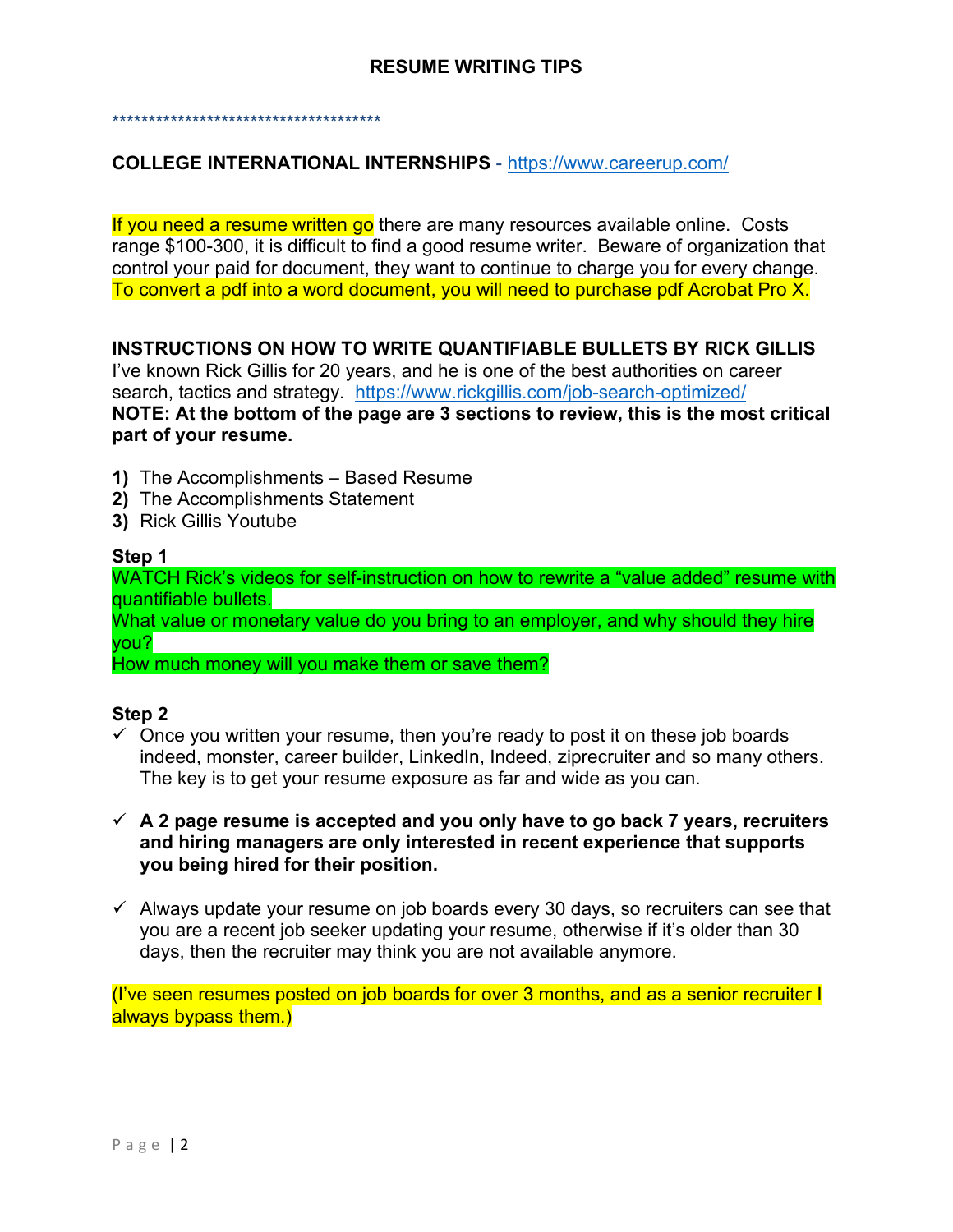## RESUME WRITING TIPS

*************************************

**COLLEGE INTERNATIONAL INTERNSHIPS** - https://www.careerup.com/

If you need a resume written go there are many resources available online. Costs range $100-300, it is difficult to find a good resume writer. Beware of organization that control your paid for document, they want to continue to charge you for every change. To convert a pdf into a word document, you will need to purchase pdf Acrobat Pro X.

**INSTRUCTIONS ON HOW TO WRITE QUANTIFIABLE BULLETS BY RICK GILLIS**
I've known Rick Gillis for 20 years, and he is one of the best authorities on career search, tactics and strategy. https://www.rickgillis.com/job-search-optimized/
**NOTE: At the bottom of the page are 3 sections to review, this is the most critical part of your resume.**

1) The Accomplishments – Based Resume
2) The Accomplishments Statement
3) Rick Gillis Youtube

**Step 1**
WATCH Rick's videos for self-instruction on how to rewrite a "value added" resume with quantifiable bullets.
What value or monetary value do you bring to an employer, and why should they hire you?
How much money will you make them or save them?

**Step 2**

- ✓ Once you written your resume, then you're ready to post it on these job boards indeed, monster, career builder, LinkedIn, Indeed, ziprecruiter and so many others. The key is to get your resume exposure as far and wide as you can.
- ✓ **A 2 page resume is accepted and you only have to go back 7 years, recruiters and hiring managers are only interested in recent experience that supports you being hired for their position.**
- ✓ Always update your resume on job boards every 30 days, so recruiters can see that you are a recent job seeker updating your resume, otherwise if it's older than 30 days, then the recruiter may think you are not available anymore.

(I've seen resumes posted on job boards for over 3 months, and as a senior recruiter I always bypass them.)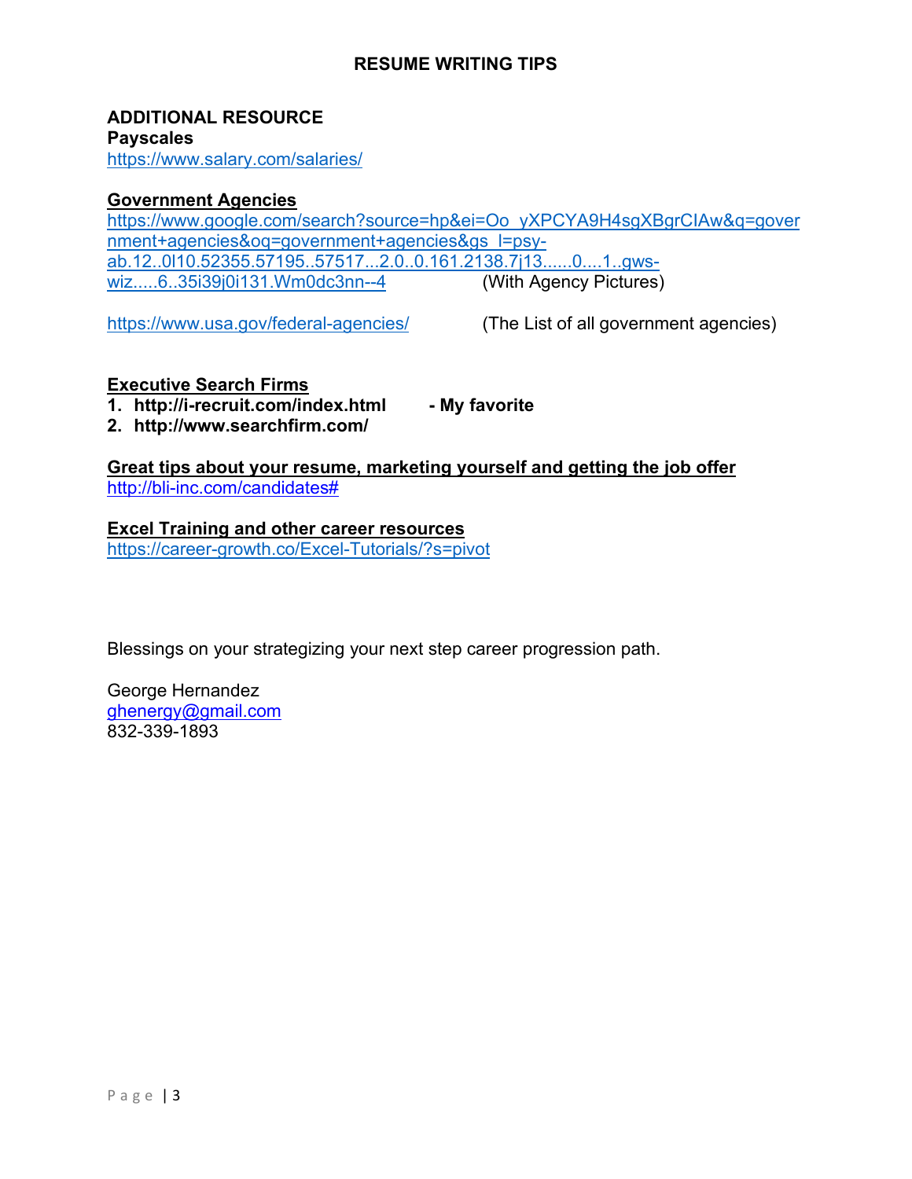# RESUME WRITING TIPS

## ADDITIONAL RESOURCE

**Payscales**

https://www.salary.com/salaries/

**Government Agencies**

https://www.google.com/search?source=hp&ei=Oo_yXPCYA9H4sgXBgrCIAw&q=government+agencies&oq=government+agencies&gs_l=psy-ab.12..0l10.52355.57195..57517...2.0..0.161.2138.7j13......0....1..gws-wiz.....6..35i39j0i131.Wm0dc3nn--4 (With Agency Pictures)

https://www.usa.gov/federal-agencies/ (The List of all government agencies)

**Executive Search Firms**

1. **http://i-recruit.com/index.html - My favorite**
2. **http://www.searchfirm.com/**

**Great tips about your resume, marketing yourself and getting the job offer**

http://bli-inc.com/candidates#

**Excel Training and other career resources**

https://career-growth.co/Excel-Tutorials/?s=pivot

Blessings on your strategizing your next step career progression path.

George Hernandez
ghenergy@gmail.com
832-339-1893